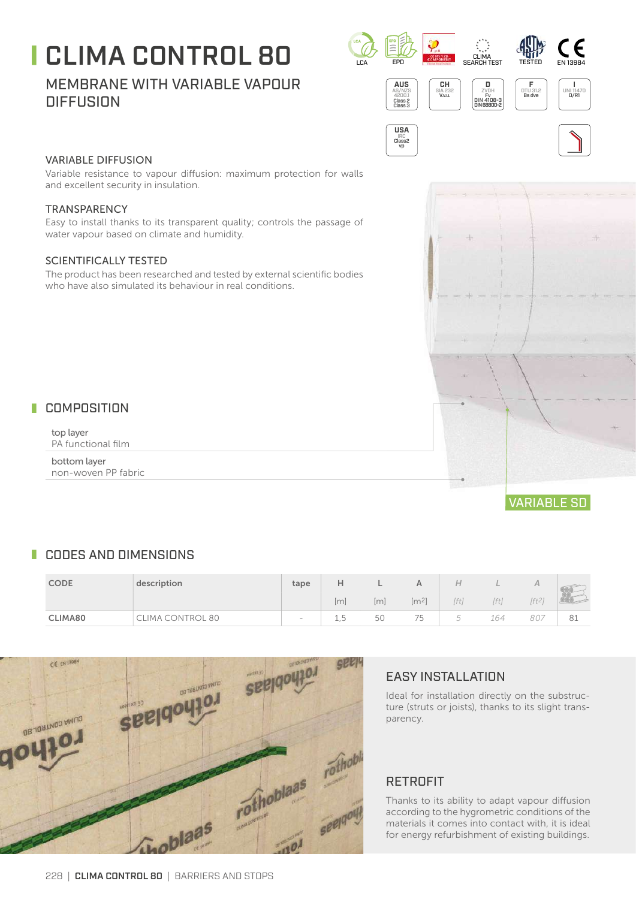# CLIMA CONTROL 80

## MEMBRANE WITH VARIABLE VAPOUR DIFFUSION

LCA | EPD | CE CERTIFIED COMPONENT | CLIMA SEARCH TEST | TESTED | EN 13984

AUS AS/NZS 4200.1 Class 2 Class 3 | CH SIA 232 V.v.u. | D ZVDH Fv DIN 4108-3 DIN 68800-2 | F DTU 31.2 Bs dve | I UNI 11470 D/R1

USA IRC Class2 vp

### VARIABLE DIFFUSION

Variable resistance to vapour diffusion: maximum protection for walls and excellent security in insulation.

### TRANSPARENCY

Easy to install thanks to its transparent quality; controls the passage of water vapour based on climate and humidity.

### SCIENTIFICALLY TESTED

The product has been researched and tested by external scientific bodies who have also simulated its behaviour in real conditions.

## COMPOSITION

top layer
PA functional film

bottom layer
non-woven PP fabric

VARIABLE SD

## CODES AND DIMENSIONS

| CODE | description | tape | H | L | A | H | L | A | |
|---|---|---|---|---|---|---|---|---|---|
| | | | [m] | [m] | [m²] | [ft] | [ft] | [ft²] | |
| CLIMA80 | CLIMA CONTROL 80 | - | 1,5 | 50 | 75 | 5 | 164 | 807 | 81 |

### EASY INSTALLATION

Ideal for installation directly on the substructure (struts or joists), thanks to its slight transparency.

### RETROFIT

Thanks to its ability to adapt vapour diffusion according to the hygrometric conditions of the materials it comes into contact with, it is ideal for energy refurbishment of existing buildings.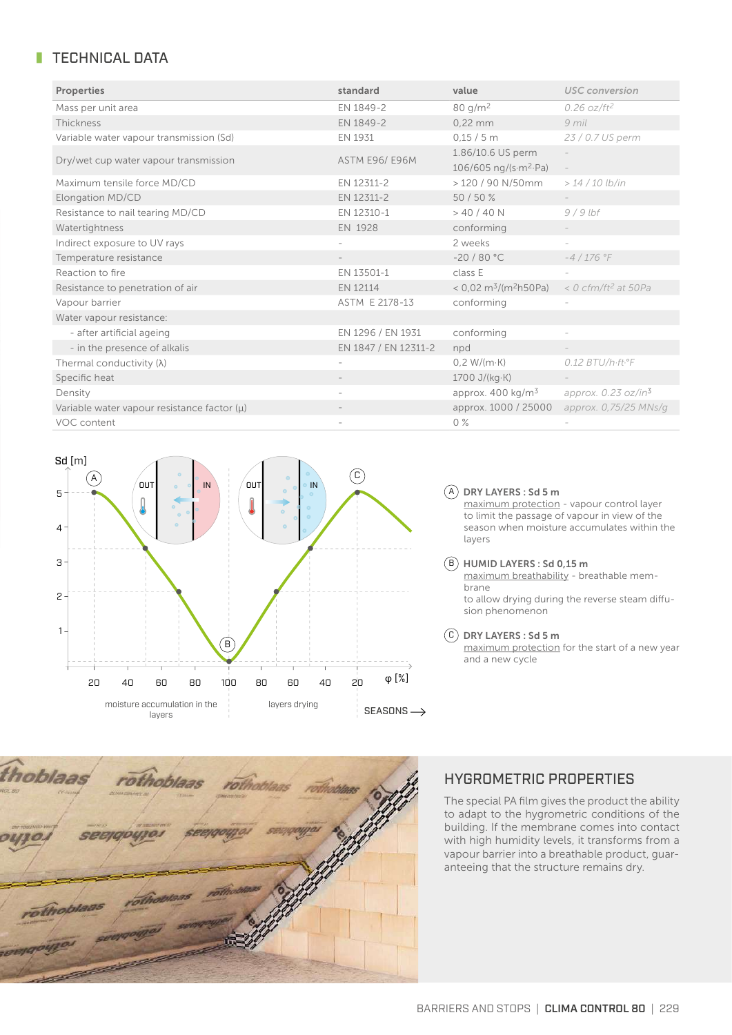## TECHNICAL DATA

| Properties | standard | value | USC conversion |
|---|---|---|---|
| Mass per unit area | EN 1849-2 | 80 g/m$^2$ | 0.26 oz/ft$^2$ |
| Thickness | EN 1849-2 | 0,22 mm | 9 mil |
| Variable water vapour transmission (Sd) | EN 1931 | 0,15 / 5 m | 23 / 0.7 US perm |
| Dry/wet cup water vapour transmission | ASTM E96/ E96M | 1.86/10.6 US perm<br>106/605 ng/(s·m$^2$·Pa) | -<br>- |
| Maximum tensile force MD/CD | EN 12311-2 | > 120 / 90 N/50mm | > 14 / 10 lb/in |
| Elongation MD/CD | EN 12311-2 | 50 / 50 % | - |
| Resistance to nail tearing MD/CD | EN 12310-1 | > 40 / 40 N | 9 / 9 lbf |
| Watertightness | EN 1928 | conforming | - |
| Indirect exposure to UV rays | - | 2 weeks | - |
| Temperature resistance | - | -20 / 80 °C | -4 / 176 °F |
| Reaction to fire | EN 13501-1 | class E | - |
| Resistance to penetration of air | EN 12114 | < 0,02 m$^3$/(m$^2$h50Pa) | < 0 cfm/ft$^2$ at 50Pa |
| Vapour barrier | ASTM E 2178-13 | conforming | - |
| Water vapour resistance: | | | |
| - after artificial ageing | EN 1296 / EN 1931 | conforming | - |
| - in the presence of alkalis | EN 1847 / EN 12311-2 | npd | - |
| Thermal conductivity (λ) | - | 0,2 W/(m·K) | 0.12 BTU/h·ft·°F |
| Specific heat | - | 1700 J/(kg·K) | - |
| Density | - | approx. 400 kg/m$^3$ | approx. 0.23 oz/in$^3$ |
| Variable water vapour resistance factor (μ) | - | approx. 1000 / 25000 | approx. 0,75/25 MNs/g |
| VOC content | - | 0 % | - |

Sd [m]
5
4
3
2
1
A
B
C
OUT
IN
OUT
IN
20 40 60 80 100 80 60 40 20 φ [%]
moisture accumulation in the layers
layers drying
SEASONS

(A) **DRY LAYERS : Sd 5 m**
maximum protection - vapour control layer to limit the passage of vapour in view of the season when moisture accumulates within the layers

(B) **HUMID LAYERS : Sd 0,15 m**
maximum breathability - breathable membrane to allow drying during the reverse steam diffusion phenomenon

(C) **DRY LAYERS : Sd 5 m**
maximum protection for the start of a new year and a new cycle

## HYGROMETRIC PROPERTIES

The special PA film gives the product the ability to adapt to the hygrometric conditions of the building. If the membrane comes into contact with high humidity levels, it transforms from a vapour barrier into a breathable product, guaranteeing that the structure remains dry.